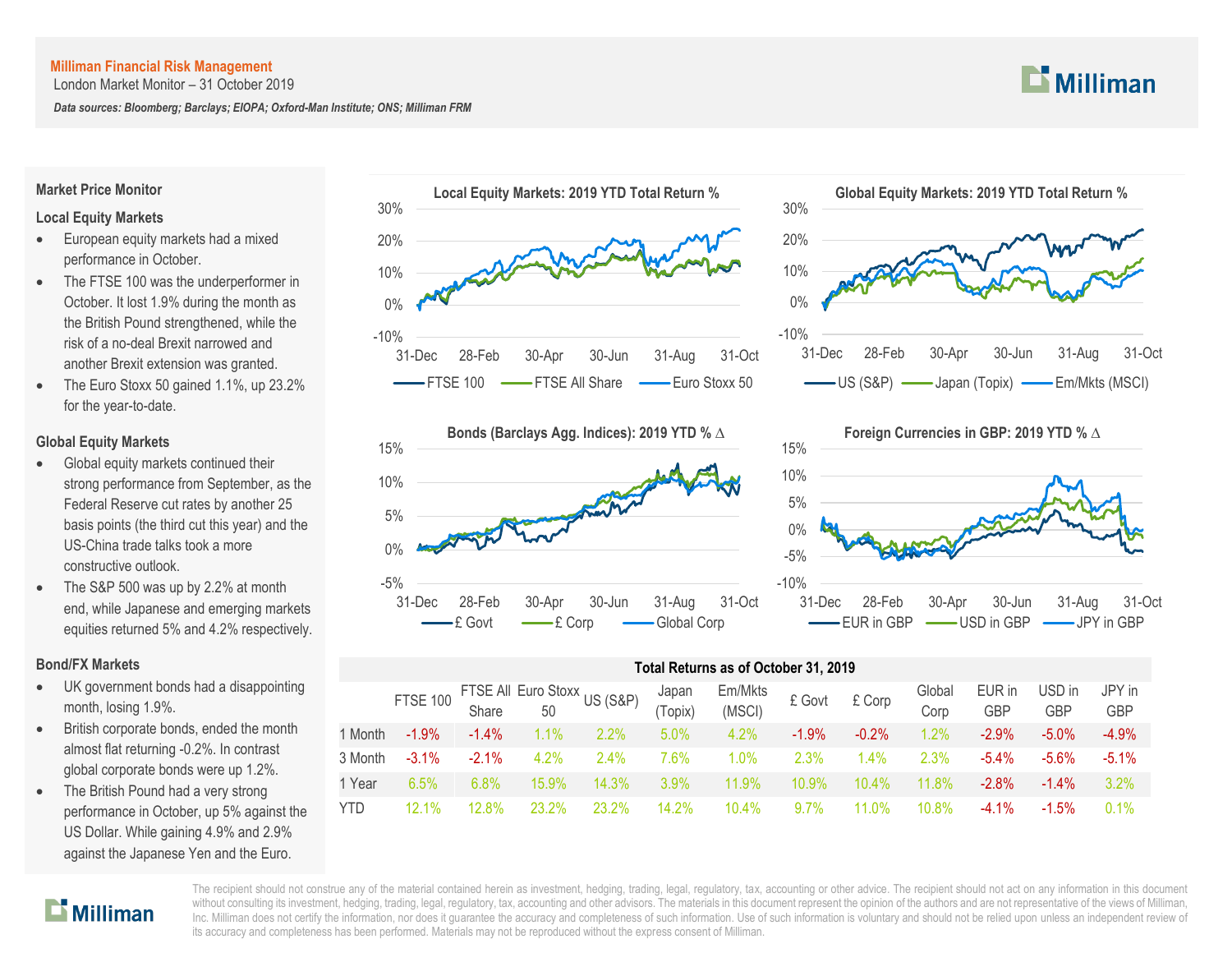**Milliman Financial Risk Management**

London Market Monitor – 31 October 2019

***Data sources: Bloomberg; Barclays; EIOPA; Oxford-Man Institute; ONS; Milliman FRM***

## Market Price Monitor

### Local Equity Markets

- European equity markets had a mixed performance in October.
- The FTSE 100 was the underperformer in October. It lost 1.9% during the month as the British Pound strengthened, while the risk of a no-deal Brexit narrowed and another Brexit extension was granted.
- The Euro Stoxx 50 gained 1.1%, up 23.2% for the year-to-date.

### Global Equity Markets

- Global equity markets continued their strong performance from September, as the Federal Reserve cut rates by another 25 basis points (the third cut this year) and the US-China trade talks took a more constructive outlook.
- The S&P 500 was up by 2.2% at month end, while Japanese and emerging markets equities returned 5% and 4.2% respectively.

### Bond/FX Markets

- UK government bonds had a disappointing month, losing 1.9%.
- British corporate bonds, ended the month almost flat returning -0.2%. In contrast global corporate bonds were up 1.2%.
- The British Pound had a very strong performance in October, up 5% against the US Dollar. While gaining 4.9% and 2.9% against the Japanese Yen and the Euro.

**Local Equity Markets: 2019 YTD Total Return %**

**Global Equity Markets: 2019 YTD Total Return %**

**Bonds (Barclays Agg. Indices): 2019 YTD % Δ**

**Foreign Currencies in GBP: 2019 YTD % Δ**

**Total Returns as of October 31, 2019**

| | FTSE 100 | FTSE All Share | Euro Stoxx 50 | US (S&P) | Japan (Topix) | Em/Mkts (MSCI) | £ Govt | £ Corp | Global Corp | EUR in GBP | USD in GBP | JPY in GBP |
|---|---|---|---|---|---|---|---|---|---|---|---|---|
| 1 Month | -1.9% | -1.4% | 1.1% | 2.2% | 5.0% | 4.2% | -1.9% | -0.2% | 1.2% | -2.9% | -5.0% | -4.9% |
| 3 Month | -3.1% | -2.1% | 4.2% | 2.4% | 7.6% | 1.0% | 2.3% | 1.4% | 2.3% | -5.4% | -5.6% | -5.1% |
| 1 Year | 6.5% | 6.8% | 15.9% | 14.3% | 3.9% | 11.9% | 10.9% | 10.4% | 11.8% | -2.8% | -1.4% | 3.2% |
| YTD | 12.1% | 12.8% | 23.2% | 23.2% | 14.2% | 10.4% | 9.7% | 11.0% | 10.8% | -4.1% | -1.5% | 0.1% |

The recipient should not construe any of the material contained herein as investment, hedging, trading, legal, regulatory, tax, accounting or other advice. The recipient should not act on any information in this document without consulting its investment, hedging, trading, legal, regulatory, tax, accounting and other advisors. The materials in this document represent the opinion of the authors and are not representative of the views of Milliman, Inc. Milliman does not certify the information, nor does it guarantee the accuracy and completeness of such information. Use of such information is voluntary and should not be relied upon unless an independent review of its accuracy and completeness has been performed. Materials may not be reproduced without the express consent of Milliman.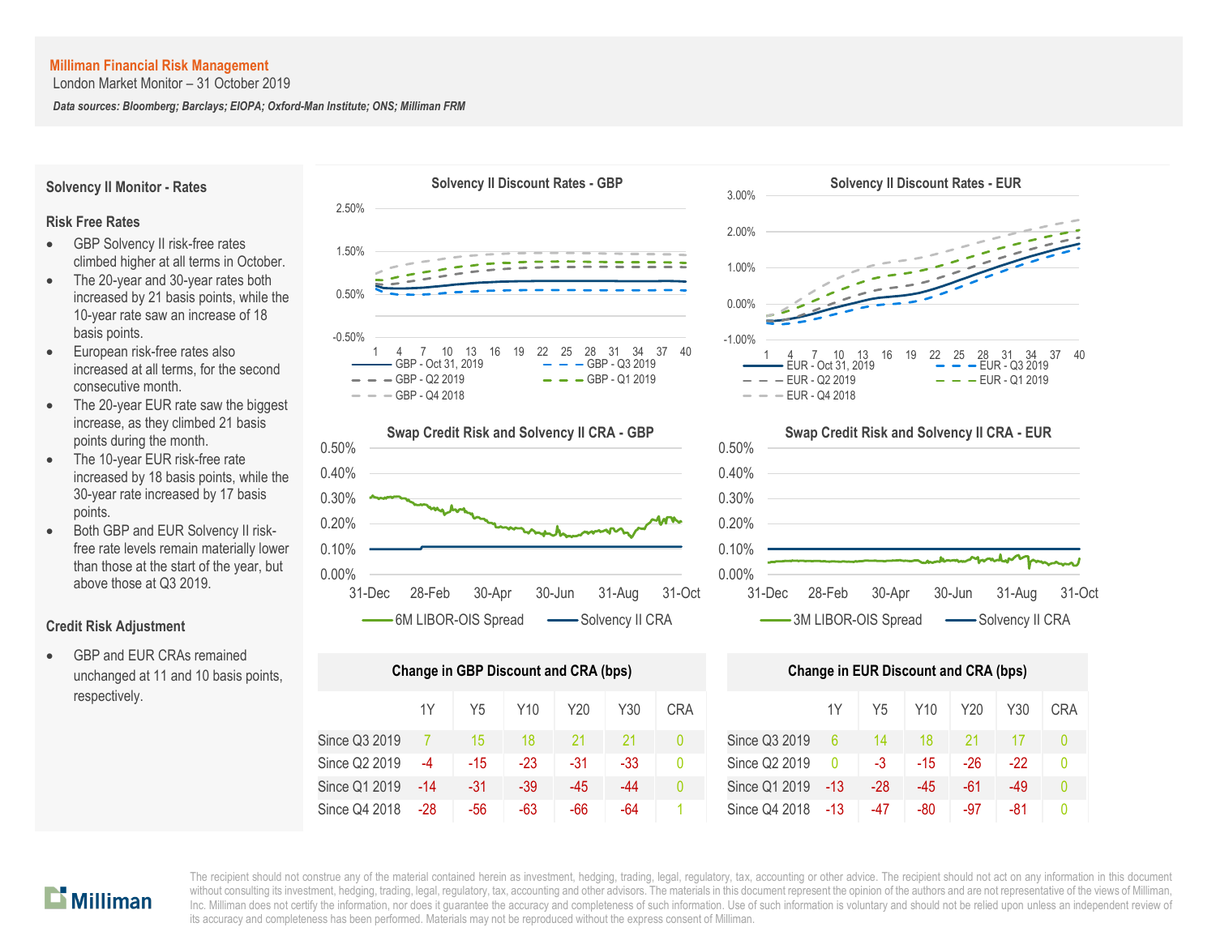**Milliman Financial Risk Management**
London Market Monitor – 31 October 2019

*Data sources: Bloomberg; Barclays; EIOPA; Oxford-Man Institute; ONS; Milliman FRM*

## Solvency II Monitor - Rates

### Risk Free Rates

- GBP Solvency II risk-free rates climbed higher at all terms in October.
- The 20-year and 30-year rates both increased by 21 basis points, while the 10-year rate saw an increase of 18 basis points.
- European risk-free rates also increased at all terms, for the second consecutive month.
- The 20-year EUR rate saw the biggest increase, as they climbed 21 basis points during the month.
- The 10-year EUR risk-free rate increased by 18 basis points, while the 30-year rate increased by 17 basis points.
- Both GBP and EUR Solvency II risk-free rate levels remain materially lower than those at the start of the year, but above those at Q3 2019.

### Credit Risk Adjustment

- GBP and EUR CRAs remained unchanged at 11 and 10 basis points, respectively.

**Solvency II Discount Rates - GBP**

Legend: GBP - Oct 31, 2019; GBP - Q3 2019; GBP - Q2 2019; GBP - Q1 2019; GBP - Q4 2018

**Solvency II Discount Rates - EUR**

Legend: EUR - Oct 31, 2019; EUR - Q3 2019; EUR - Q2 2019; EUR - Q1 2019; EUR - Q4 2018

**Swap Credit Risk and Solvency II CRA - GBP**

Legend: 6M LIBOR-OIS Spread; Solvency II CRA

**Swap Credit Risk and Solvency II CRA - EUR**

Legend: 3M LIBOR-OIS Spread; Solvency II CRA

**Change in GBP Discount and CRA (bps)**

| | 1Y | Y5 | Y10 | Y20 | Y30 | CRA |
|---|---|---|---|---|---|---|
| Since Q3 2019 | 7 | 15 | 18 | 21 | 21 | 0 |
| Since Q2 2019 | -4 | -15 | -23 | -31 | -33 | 0 |
| Since Q1 2019 | -14 | -31 | -39 | -45 | -44 | 0 |
| Since Q4 2018 | -28 | -56 | -63 | -66 | -64 | 1 |

**Change in EUR Discount and CRA (bps)**

| | 1Y | Y5 | Y10 | Y20 | Y30 | CRA |
|---|---|---|---|---|---|---|
| Since Q3 2019 | 6 | 14 | 18 | 21 | 17 | 0 |
| Since Q2 2019 | 0 | -3 | -15 | -26 | -22 | 0 |
| Since Q1 2019 | -13 | -28 | -45 | -61 | -49 | 0 |
| Since Q4 2018 | -13 | -47 | -80 | -97 | -81 | 0 |

The recipient should not construe any of the material contained herein as investment, hedging, trading, legal, regulatory, tax, accounting or other advice. The recipient should not act on any information in this document without consulting its investment, hedging, trading, legal, regulatory, tax, accounting and other advisors. The materials in this document represent the opinion of the authors and are not representative of the views of Milliman, Inc. Milliman does not certify the information, nor does it guarantee the accuracy and completeness of such information. Use of such information is voluntary and should not be relied upon unless an independent review of its accuracy and completeness has been performed. Materials may not be reproduced without the express consent of Milliman.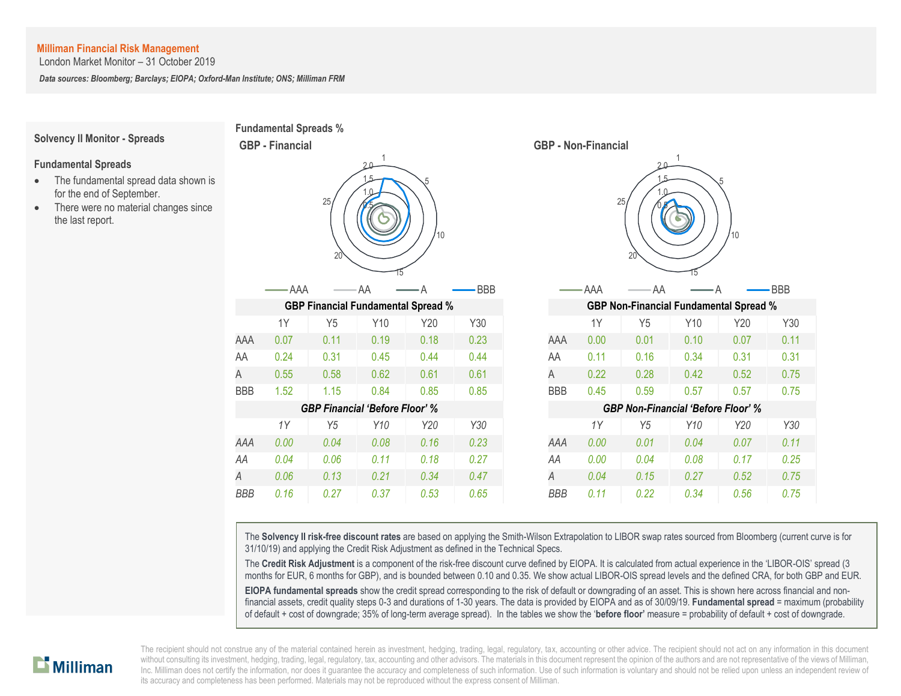**Milliman Financial Risk Management**
London Market Monitor – 31 October 2019

***Data sources: Bloomberg; Barclays; EIOPA; Oxford-Man Institute; ONS; Milliman FRM***

## Solvency II Monitor - Spreads

### Fundamental Spreads

- The fundamental spread data shown is for the end of September.
- There were no material changes since the last report.

## Fundamental Spreads %

### GBP - Financial

### GBP - Non-Financial

| **GBP Financial Fundamental Spread %** | | | | | |
|---|---|---|---|---|---|
| | 1Y | Y5 | Y10 | Y20 | Y30 |
| AAA | 0.07 | 0.11 | 0.19 | 0.18 | 0.23 |
| AA | 0.24 | 0.31 | 0.45 | 0.44 | 0.44 |
| A | 0.55 | 0.58 | 0.62 | 0.61 | 0.61 |
| BBB | 1.52 | 1.15 | 0.84 | 0.85 | 0.85 |

| ***GBP Financial 'Before Floor' %*** | | | | | |
|---|---|---|---|---|---|
| | *1Y* | *Y5* | *Y10* | *Y20* | *Y30* |
| *AAA* | *0.00* | *0.04* | *0.08* | *0.16* | *0.23* |
| *AA* | *0.04* | *0.06* | *0.11* | *0.18* | *0.27* |
| *A* | *0.06* | *0.13* | *0.21* | *0.34* | *0.47* |
| *BBB* | *0.16* | *0.27* | *0.37* | *0.53* | *0.65* |

| **GBP Non-Financial Fundamental Spread %** | | | | | |
|---|---|---|---|---|---|
| | 1Y | Y5 | Y10 | Y20 | Y30 |
| AAA | 0.00 | 0.01 | 0.10 | 0.07 | 0.11 |
| AA | 0.11 | 0.16 | 0.34 | 0.31 | 0.31 |
| A | 0.22 | 0.28 | 0.42 | 0.52 | 0.75 |
| BBB | 0.45 | 0.59 | 0.57 | 0.57 | 0.75 |

| ***GBP Non-Financial 'Before Floor' %*** | | | | | |
|---|---|---|---|---|---|
| | *1Y* | *Y5* | *Y10* | *Y20* | *Y30* |
| *AAA* | *0.00* | *0.01* | *0.04* | *0.07* | *0.11* |
| *AA* | *0.00* | *0.04* | *0.08* | *0.17* | *0.25* |
| *A* | *0.04* | *0.15* | *0.27* | *0.52* | *0.75* |
| *BBB* | *0.11* | *0.22* | *0.34* | *0.56* | *0.75* |

The **Solvency II risk-free discount rates** are based on applying the Smith-Wilson Extrapolation to LIBOR swap rates sourced from Bloomberg (current curve is for 31/10/19) and applying the Credit Risk Adjustment as defined in the Technical Specs.

The **Credit Risk Adjustment** is a component of the risk-free discount curve defined by EIOPA. It is calculated from actual experience in the 'LIBOR-OIS' spread (3 months for EUR, 6 months for GBP), and is bounded between 0.10 and 0.35. We show actual LIBOR-OIS spread levels and the defined CRA, for both GBP and EUR.

**EIOPA fundamental spreads** show the credit spread corresponding to the risk of default or downgrading of an asset. This is shown here across financial and non-financial assets, credit quality steps 0-3 and durations of 1-30 years. The data is provided by EIOPA and as of 30/09/19. **Fundamental spread** = maximum (probability of default + cost of downgrade; 35% of long-term average spread). In the tables we show the '**before floor**' measure = probability of default + cost of downgrade.

The recipient should not construe any of the material contained herein as investment, hedging, trading, legal, regulatory, tax, accounting or other advice. The recipient should not act on any information in this document without consulting its investment, hedging, trading, legal, regulatory, tax, accounting and other advisors. The materials in this document represent the opinion of the authors and are not representative of the views of Milliman, Inc. Milliman does not certify the information, nor does it guarantee the accuracy and completeness of such information. Use of such information is voluntary and should not be relied upon unless an independent review of its accuracy and completeness has been performed. Materials may not be reproduced without the express consent of Milliman.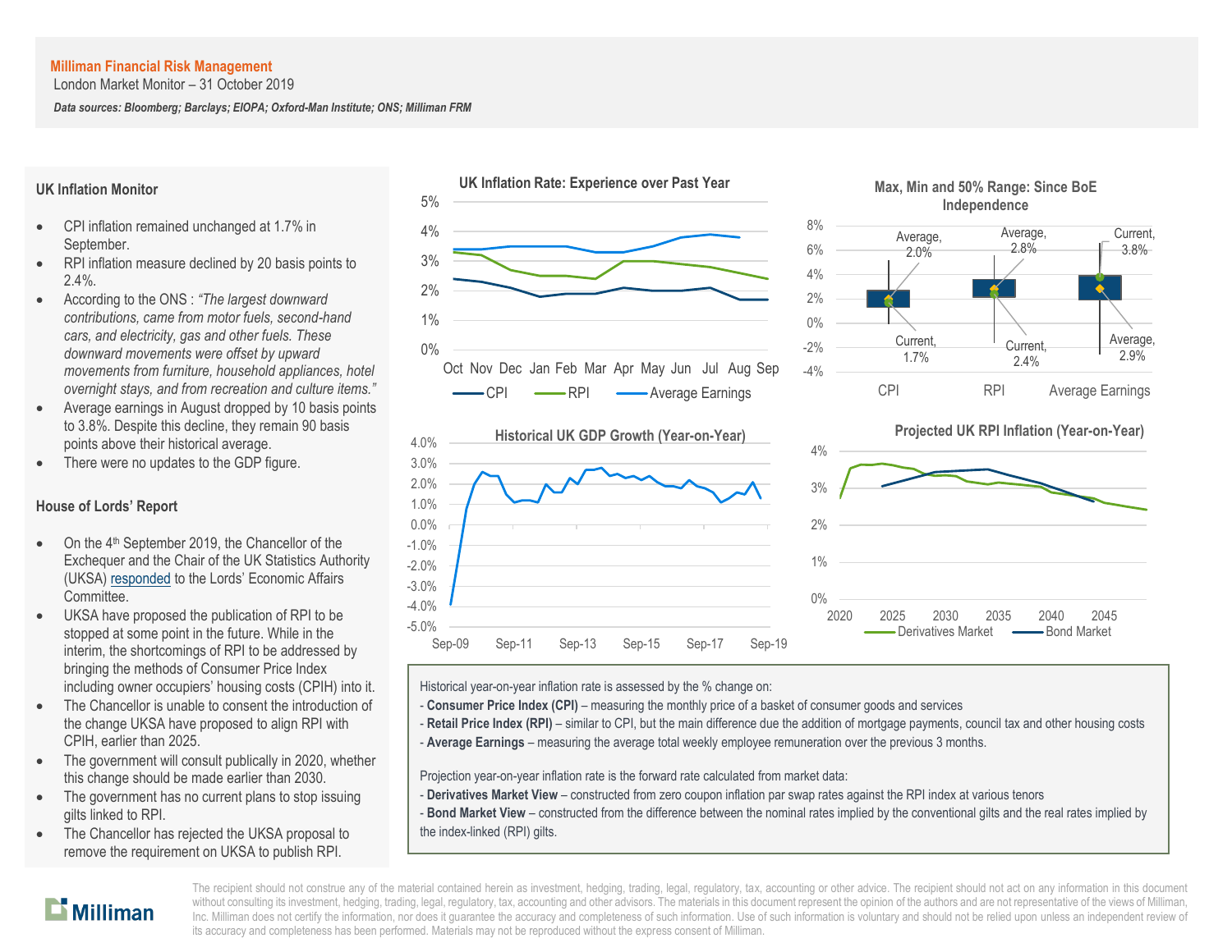**Milliman Financial Risk Management**
London Market Monitor – 31 October 2019

***Data sources: Bloomberg; Barclays; EIOPA; Oxford-Man Institute; ONS; Milliman FRM***

## UK Inflation Monitor

- CPI inflation remained unchanged at 1.7% in September.
- RPI inflation measure declined by 20 basis points to 2.4%.
- According to the ONS : *"The largest downward contributions, came from motor fuels, second-hand cars, and electricity, gas and other fuels. These downward movements were offset by upward movements from furniture, household appliances, hotel overnight stays, and from recreation and culture items."*
- Average earnings in August dropped by 10 basis points to 3.8%. Despite this decline, they remain 90 basis points above their historical average.
- There were no updates to the GDP figure.

## House of Lords' Report

- On the 4th September 2019, the Chancellor of the Exchequer and the Chair of the UK Statistics Authority (UKSA) responded to the Lords' Economic Affairs Committee.
- UKSA have proposed the publication of RPI to be stopped at some point in the future. While in the interim, the shortcomings of RPI to be addressed by bringing the methods of Consumer Price Index including owner occupiers' housing costs (CPIH) into it.
- The Chancellor is unable to consent the introduction of the change UKSA have proposed to align RPI with CPIH, earlier than 2025.
- The government will consult publically in 2020, whether this change should be made earlier than 2030.
- The government has no current plans to stop issuing gilts linked to RPI.
- The Chancellor has rejected the UKSA proposal to remove the requirement on UKSA to publish RPI.

**UK Inflation Rate: Experience over Past Year**

**Max, Min and 50% Range: Since BoE Independence**

| | Current | Average |
|---|---|---|
| CPI | 1.7% | 2.0% |
| RPI | 2.4% | 2.8% |
| Average Earnings | 3.8% | 2.9% |

**Historical UK GDP Growth (Year-on-Year)**

**Projected UK RPI Inflation (Year-on-Year)**

Historical year-on-year inflation rate is assessed by the % change on:
- **Consumer Price Index (CPI)** – measuring the monthly price of a basket of consumer goods and services
- **Retail Price Index (RPI)** – similar to CPI, but the main difference due the addition of mortgage payments, council tax and other housing costs
- **Average Earnings** – measuring the average total weekly employee remuneration over the previous 3 months.

Projection year-on-year inflation rate is the forward rate calculated from market data:
- **Derivatives Market View** – constructed from zero coupon inflation par swap rates against the RPI index at various tenors
- **Bond Market View** – constructed from the difference between the nominal rates implied by the conventional gilts and the real rates implied by the index-linked (RPI) gilts.

The recipient should not construe any of the material contained herein as investment, hedging, trading, legal, regulatory, tax, accounting or other advice. The recipient should not act on any information in this document without consulting its investment, hedging, trading, legal, regulatory, tax, accounting and other advisors. The materials in this document represent the opinion of the authors and are not representative of the views of Milliman, Inc. Milliman does not certify the information, nor does it guarantee the accuracy and completeness of such information. Use of such information is voluntary and should not be relied upon unless an independent review of its accuracy and completeness has been performed. Materials may not be reproduced without the express consent of Milliman.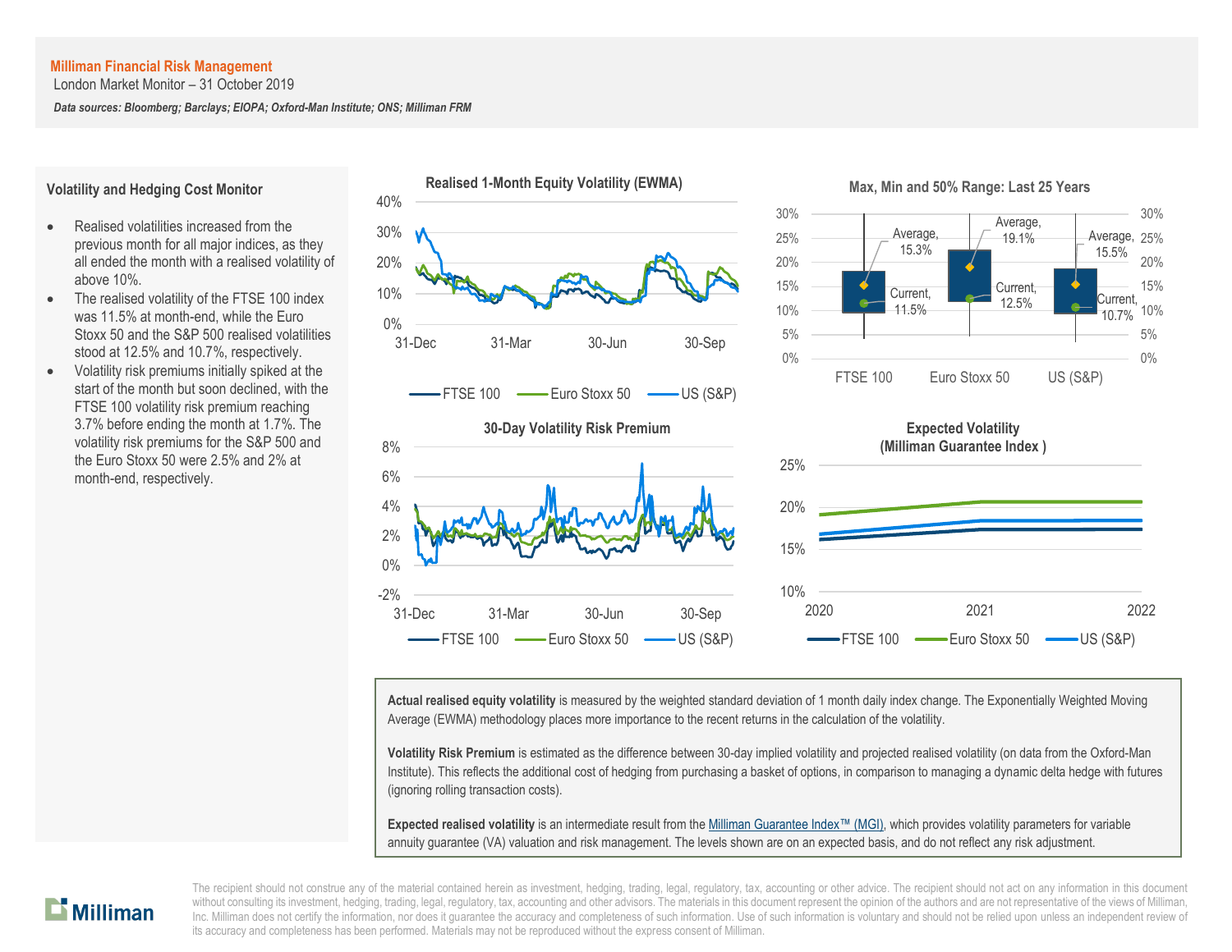**Milliman Financial Risk Management**
London Market Monitor – 31 October 2019

***Data sources: Bloomberg; Barclays; EIOPA; Oxford-Man Institute; ONS; Milliman FRM***

## Volatility and Hedging Cost Monitor

- Realised volatilities increased from the previous month for all major indices, as they all ended the month with a realised volatility of above 10%.
- The realised volatility of the FTSE 100 index was 11.5% at month-end, while the Euro Stoxx 50 and the S&P 500 realised volatilities stood at 12.5% and 10.7%, respectively.
- Volatility risk premiums initially spiked at the start of the month but soon declined, with the FTSE 100 volatility risk premium reaching 3.7% before ending the month at 1.7%. The volatility risk premiums for the S&P 500 and the Euro Stoxx 50 were 2.5% and 2% at month-end, respectively.

**Realised 1-Month Equity Volatility (EWMA)**

**Max, Min and 50% Range: Last 25 Years**

| | FTSE 100 | Euro Stoxx 50 | US (S&P) |
|---|---|---|---|
| Average | 15.3% | 19.1% | 15.5% |
| Current | 11.5% | 12.5% | 10.7% |

**30-Day Volatility Risk Premium**

**Expected Volatility (Milliman Guarantee Index )**

**Actual realised equity volatility** is measured by the weighted standard deviation of 1 month daily index change. The Exponentially Weighted Moving Average (EWMA) methodology places more importance to the recent returns in the calculation of the volatility.

**Volatility Risk Premium** is estimated as the difference between 30-day implied volatility and projected realised volatility (on data from the Oxford-Man Institute). This reflects the additional cost of hedging from purchasing a basket of options, in comparison to managing a dynamic delta hedge with futures (ignoring rolling transaction costs).

**Expected realised volatility** is an intermediate result from the Milliman Guarantee Index™ (MGI), which provides volatility parameters for variable annuity guarantee (VA) valuation and risk management. The levels shown are on an expected basis, and do not reflect any risk adjustment.

The recipient should not construe any of the material contained herein as investment, hedging, trading, legal, regulatory, tax, accounting or other advice. The recipient should not act on any information in this document without consulting its investment, hedging, trading, legal, regulatory, tax, accounting and other advisors. The materials in this document represent the opinion of the authors and are not representative of the views of Milliman, Inc. Milliman does not certify the information, nor does it guarantee the accuracy and completeness of such information. Use of such information is voluntary and should not be relied upon unless an independent review of its accuracy and completeness has been performed. Materials may not be reproduced without the express consent of Milliman.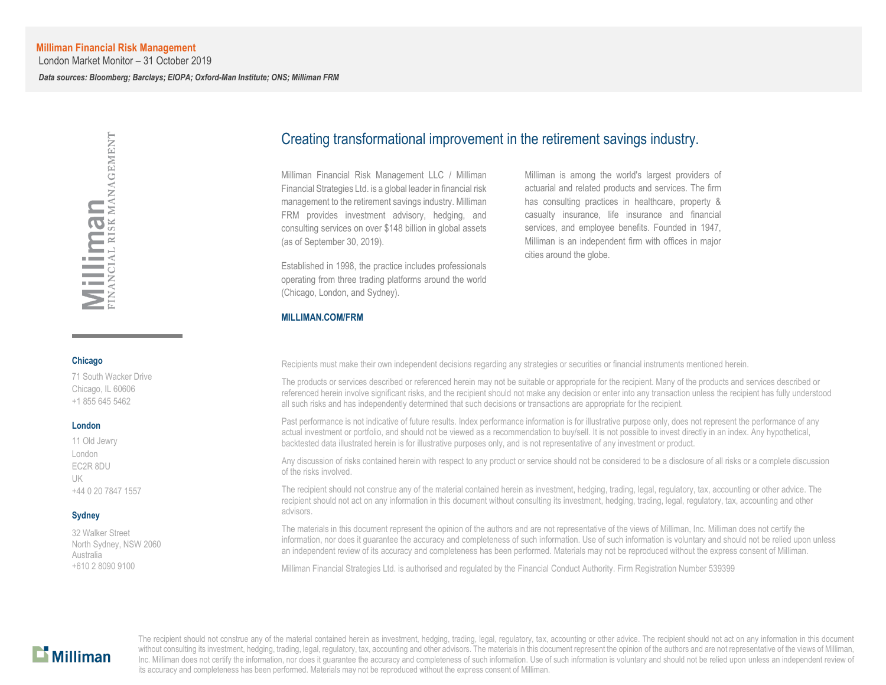## Creating transformational improvement in the retirement savings industry.

Milliman Financial Risk Management LLC / Milliman Financial Strategies Ltd. is a global leader in financial risk management to the retirement savings industry. Milliman FRM provides investment advisory, hedging, and consulting services on over $148 billion in global assets (as of September 30, 2019).

Established in 1998, the practice includes professionals operating from three trading platforms around the world (Chicago, London, and Sydney).

Milliman is among the world's largest providers of actuarial and related products and services. The firm has consulting practices in healthcare, property & casualty insurance, life insurance and financial services, and employee benefits. Founded in 1947, Milliman is an independent firm with offices in major cities around the globe.

**MILLIMAN.COM/FRM**

**Chicago**

71 South Wacker Drive
Chicago, IL 60606
+1 855 645 5462

**London**

11 Old Jewry
London
EC2R 8DU
UK
+44 0 20 7847 1557

**Sydney**

32 Walker Street
North Sydney, NSW 2060
Australia
+610 2 8090 9100

Recipients must make their own independent decisions regarding any strategies or securities or financial instruments mentioned herein.

The products or services described or referenced herein may not be suitable or appropriate for the recipient. Many of the products and services described or referenced herein involve significant risks, and the recipient should not make any decision or enter into any transaction unless the recipient has fully understood all such risks and has independently determined that such decisions or transactions are appropriate for the recipient.

Past performance is not indicative of future results. Index performance information is for illustrative purpose only, does not represent the performance of any actual investment or portfolio, and should not be viewed as a recommendation to buy/sell. It is not possible to invest directly in an index. Any hypothetical, backtested data illustrated herein is for illustrative purposes only, and is not representative of any investment or product.

Any discussion of risks contained herein with respect to any product or service should not be considered to be a disclosure of all risks or a complete discussion of the risks involved.

The recipient should not construe any of the material contained herein as investment, hedging, trading, legal, regulatory, tax, accounting or other advice. The recipient should not act on any information in this document without consulting its investment, hedging, trading, legal, regulatory, tax, accounting and other advisors.

The materials in this document represent the opinion of the authors and are not representative of the views of Milliman, Inc. Milliman does not certify the information, nor does it guarantee the accuracy and completeness of such information. Use of such information is voluntary and should not be relied upon unless an independent review of its accuracy and completeness has been performed. Materials may not be reproduced without the express consent of Milliman.

Milliman Financial Strategies Ltd. is authorised and regulated by the Financial Conduct Authority. Firm Registration Number 539399